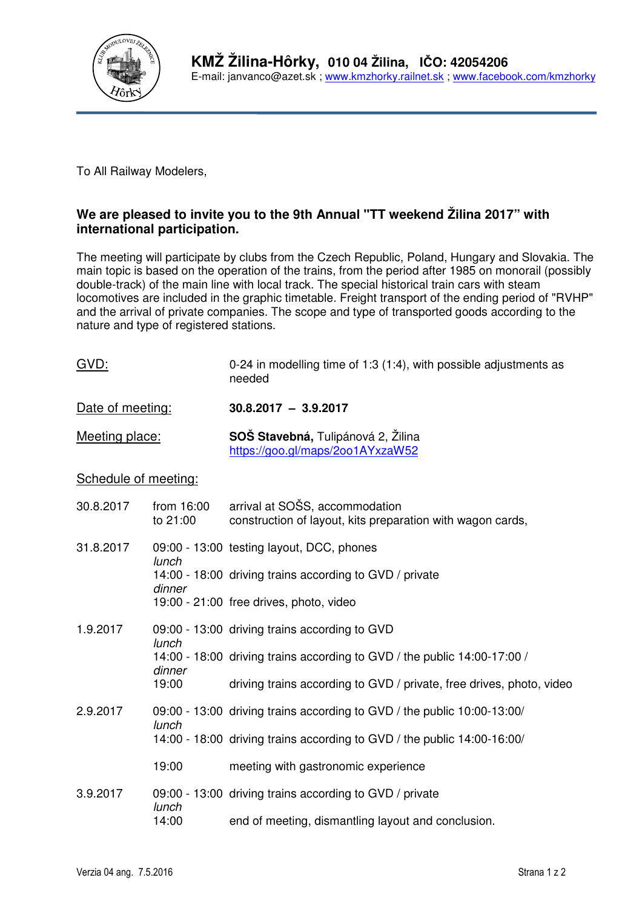# KMŽ Žilina-Hôrky, 010 04 Žilina, IČO: 42054206

E-mail: janvanco@azet.sk ; www.kmzhorky.railnet.sk ; www.facebook.com/kmzhorky

To All Railway Modelers,

**We are pleased to invite you to the 9th Annual "TT weekend Žilina 2017" with international participation.**

The meeting will participate by clubs from the Czech Republic, Poland, Hungary and Slovakia. The main topic is based on the operation of the trains, from the period after 1985 on monorail (possibly double-track) of the main line with local track. The special historical train cars with steam locomotives are included in the graphic timetable. Freight transport of the ending period of "RVHP" and the arrival of private companies. The scope and type of transported goods according to the nature and type of registered stations.

| | |
|---|---|
| GVD: | 0-24 in modelling time of 1:3 (1:4), with possible adjustments as needed |
| Date of meeting: | **30.8.2017 – 3.9.2017** |
| Meeting place: | **SOŠ Stavebná,** Tulipánová 2, Žilina<br>https://goo.gl/maps/2oo1AYxzaW52 |

Schedule of meeting:

| Date | Time | Activity |
|---|---|---|
| 30.8.2017 | from 16:00 | arrival at SOŠS, accommodation |
| | to 21:00 | construction of layout, kits preparation with wagon cards, |
| 31.8.2017 | 09:00 - 13:00 | testing layout, DCC, phones |
| | *lunch* | |
| | 14:00 - 18:00 | driving trains according to GVD / private |
| | *dinner* | |
| | 19:00 - 21:00 | free drives, photo, video |
| 1.9.2017 | 09:00 - 13:00 | driving trains according to GVD |
| | *lunch* | |
| | 14:00 - 18:00 | driving trains according to GVD / the public 14:00-17:00 / |
| | *dinner* | |
| | 19:00 | driving trains according to GVD / private, free drives, photo, video |
| 2.9.2017 | 09:00 - 13:00 | driving trains according to GVD / the public 10:00-13:00/ |
| | *lunch* | |
| | 14:00 - 18:00 | driving trains according to GVD / the public 14:00-16:00/ |
| | 19:00 | meeting with gastronomic experience |
| 3.9.2017 | 09:00 - 13:00 | driving trains according to GVD / private |
| | *lunch* | |
| | 14:00 | end of meeting, dismantling layout and conclusion. |

Verzia 04 ang. 7.5.2016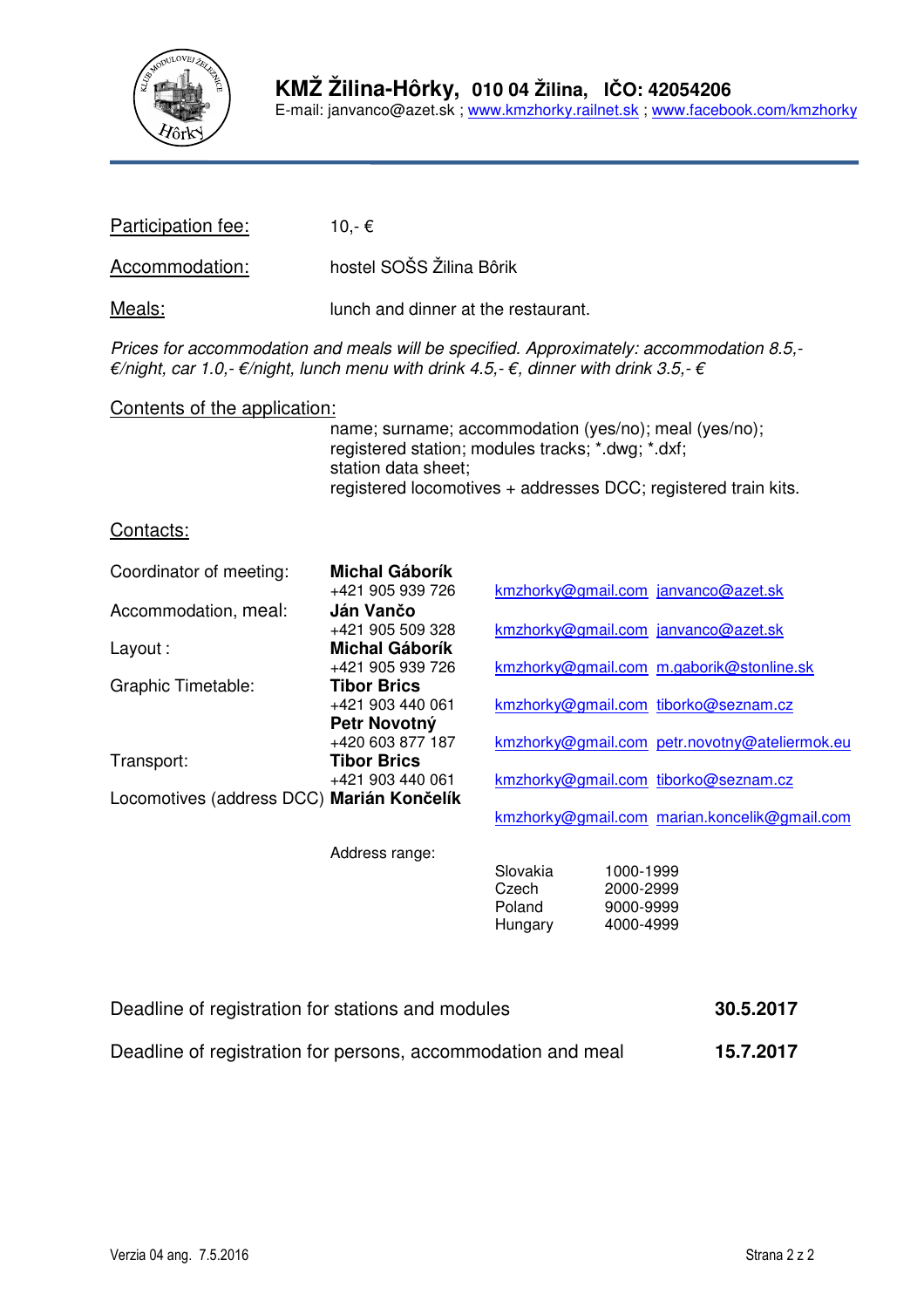**KMŽ Žilina-Hôrky, 010 04 Žilina, IČO: 42054206**
E-mail: janvanco@azet.sk ; www.kmzhorky.railnet.sk ; www.facebook.com/kmzhorky

Participation fee: 10,- €

Accommodation: hostel SOŠS Žilina Bôrik

Meals: lunch and dinner at the restaurant.

*Prices for accommodation and meals will be specified. Approximately: accommodation 8.5,- €/night, car 1.0,- €/night, lunch menu with drink 4.5,- €, dinner with drink 3.5,- €*

Contents of the application:

name; surname; accommodation (yes/no); meal (yes/no);
registered station; modules tracks; *.dwg; *.dxf;
station data sheet;
registered locomotives + addresses DCC; registered train kits.

Contacts:

| | | |
|---|---|---|
| Coordinator of meeting: | **Michal Gáborík** +421 905 939 726 | kmzhorky@gmail.com janvanco@azet.sk |
| Accommodation, meal: | **Ján Vančo** +421 905 509 328 | kmzhorky@gmail.com janvanco@azet.sk |
| Layout : | **Michal Gáborík** +421 905 939 726 | kmzhorky@gmail.com m.gaborik@stonline.sk |
| Graphic Timetable: | **Tibor Brics** +421 903 440 061 | kmzhorky@gmail.com tiborko@seznam.cz |
| | **Petr Novotný** +420 603 877 187 | kmzhorky@gmail.com petr.novotny@ateliermok.eu |
| Transport: | **Tibor Brics** +421 903 440 061 | kmzhorky@gmail.com tiborko@seznam.cz |
| Locomotives (address DCC) | **Marián Končelík** | kmzhorky@gmail.com marian.koncelik@gmail.com |

Address range:

| | |
|---|---|
| Slovakia | 1000-1999 |
| Czech | 2000-2999 |
| Poland | 9000-9999 |
| Hungary | 4000-4999 |

Deadline of registration for stations and modules **30.5.2017**

Deadline of registration for persons, accommodation and meal **15.7.2017**

Verzia 04 ang. 7.5.2016